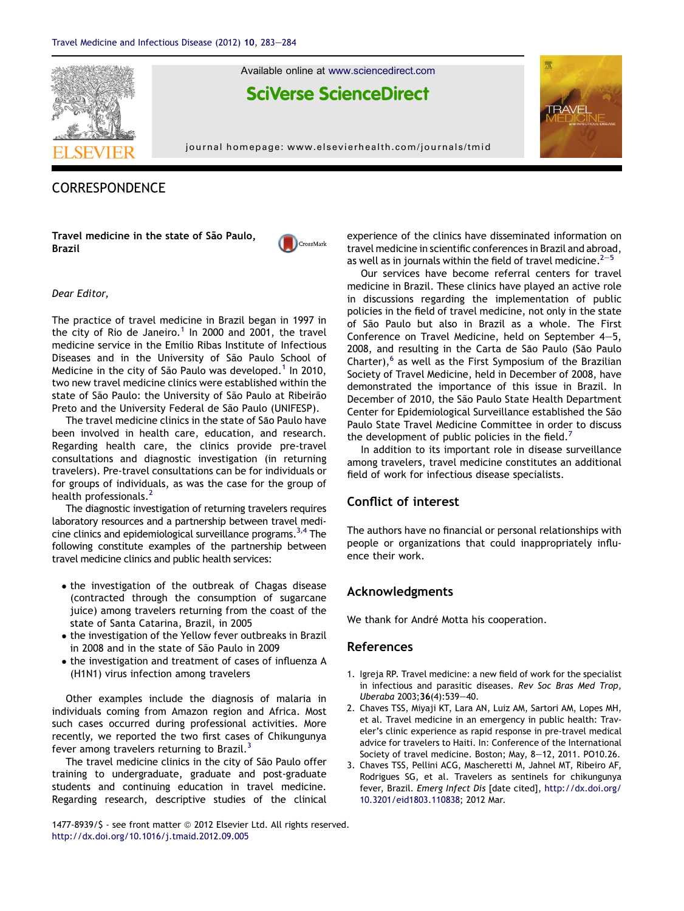CORRESPONDENCE

# Travel medicine in the state of São Paulo, Brazil

*Dear Editor,*

The practice of travel medicine in Brazil began in 1997 in the city of Rio de Janeiro.[1] In 2000 and 2001, the travel medicine service in the Emílio Ribas Institute of Infectious Diseases and in the University of São Paulo School of Medicine in the city of São Paulo was developed.[1] In 2010, two new travel medicine clinics were established within the state of São Paulo: the University of São Paulo at Ribeirão Preto and the University Federal de São Paulo (UNIFESP).

The travel medicine clinics in the state of São Paulo have been involved in health care, education, and research. Regarding health care, the clinics provide pre-travel consultations and diagnostic investigation (in returning travelers). Pre-travel consultations can be for individuals or for groups of individuals, as was the case for the group of health professionals.[2]

The diagnostic investigation of returning travelers requires laboratory resources and a partnership between travel medicine clinics and epidemiological surveillance programs.[3,4] The following constitute examples of the partnership between travel medicine clinics and public health services:

- the investigation of the outbreak of Chagas disease (contracted through the consumption of sugarcane juice) among travelers returning from the coast of the state of Santa Catarina, Brazil, in 2005
- the investigation of the Yellow fever outbreaks in Brazil in 2008 and in the state of São Paulo in 2009
- the investigation and treatment of cases of influenza A (H1N1) virus infection among travelers

Other examples include the diagnosis of malaria in individuals coming from Amazon region and Africa. Most such cases occurred during professional activities. More recently, we reported the two first cases of Chikungunya fever among travelers returning to Brazil.[3]

The travel medicine clinics in the city of São Paulo offer training to undergraduate, graduate and post-graduate students and continuing education in travel medicine. Regarding research, descriptive studies of the clinical experience of the clinics have disseminated information on travel medicine in scientific conferences in Brazil and abroad, as well as in journals within the field of travel medicine.[2–5]

Our services have become referral centers for travel medicine in Brazil. These clinics have played an active role in discussions regarding the implementation of public policies in the field of travel medicine, not only in the state of São Paulo but also in Brazil as a whole. The First Conference on Travel Medicine, held on September 4–5, 2008, and resulting in the Carta de São Paulo (São Paulo Charter),[6] as well as the First Symposium of the Brazilian Society of Travel Medicine, held in December of 2008, have demonstrated the importance of this issue in Brazil. In December of 2010, the São Paulo State Health Department Center for Epidemiological Surveillance established the São Paulo State Travel Medicine Committee in order to discuss the development of public policies in the field.[7]

In addition to its important role in disease surveillance among travelers, travel medicine constitutes an additional field of work for infectious disease specialists.

## Conflict of interest

The authors have no financial or personal relationships with people or organizations that could inappropriately influence their work.

## Acknowledgments

We thank for André Motta his cooperation.

## References

1. Igreja RP. Travel medicine: a new field of work for the specialist in infectious and parasitic diseases. *Rev Soc Bras Med Trop, Uberaba* 2003;**36**(4):539–40.
2. Chaves TSS, Miyaji KT, Lara AN, Luiz AM, Sartori AM, Lopes MH, et al. Travel medicine in an emergency in public health: Traveler's clinic experience as rapid response in pre-travel medical advice for travelers to Haiti. In: Conference of the International Society of travel medicine. Boston; May, 8–12, 2011. PO10.26.
3. Chaves TSS, Pellini ACG, Mascheretti M, Jahnel MT, Ribeiro AF, Rodrigues SG, et al. Travelers as sentinels for chikungunya fever, Brazil. *Emerg Infect Dis* [date cited], http://dx.doi.org/10.3201/eid1803.110838; 2012 Mar.

1477-8939/$ - see front matter © 2012 Elsevier Ltd. All rights reserved.
http://dx.doi.org/10.1016/j.tmaid.2012.09.005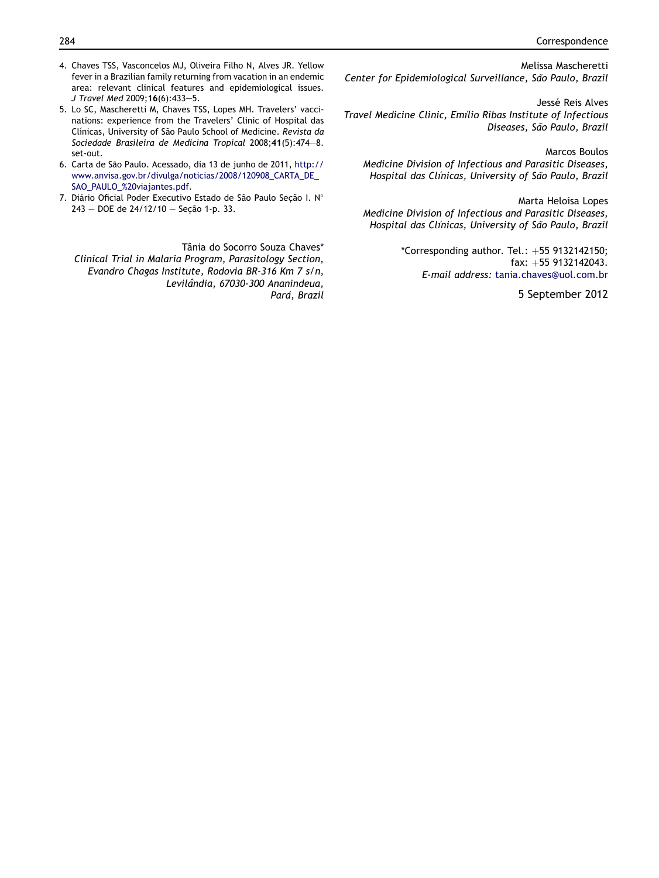4. Chaves TSS, Vasconcelos MJ, Oliveira Filho N, Alves JR. Yellow fever in a Brazilian family returning from vacation in an endemic area: relevant clinical features and epidemiological issues. *J Travel Med* 2009;**16**(6):433—5.
5. Lo SC, Mascheretti M, Chaves TSS, Lopes MH. Travelers' vaccinations: experience from the Travelers' Clinic of Hospital das Clínicas, University of São Paulo School of Medicine. *Revista da Sociedade Brasileira de Medicina Tropical* 2008;**41**(5):474—8. set-out.
6. Carta de São Paulo. Acessado, dia 13 de junho de 2011, http://www.anvisa.gov.br/divulga/noticias/2008/120908_CARTA_DE_SAO_PAULO_%20viajantes.pdf.
7. Diário Oficial Poder Executivo Estado de São Paulo Seção I. N° 243 — DOE de 24/12/10 — Seção 1-p. 33.

Tânia do Socorro Souza Chaves*
*Clinical Trial in Malaria Program, Parasitology Section, Evandro Chagas Institute, Rodovia BR-316 Km 7 s/n, Levilândia, 67030-300 Ananindeua, Pará, Brazil*

Melissa Mascheretti
*Center for Epidemiological Surveillance, São Paulo, Brazil*

Jessé Reis Alves
*Travel Medicine Clinic, Emílio Ribas Institute of Infectious Diseases, São Paulo, Brazil*

Marcos Boulos
*Medicine Division of Infectious and Parasitic Diseases, Hospital das Clínicas, University of São Paulo, Brazil*

Marta Heloisa Lopes
*Medicine Division of Infectious and Parasitic Diseases, Hospital das Clínicas, University of São Paulo, Brazil*

*Corresponding author. Tel.: +55 9132142150; fax: +55 9132142043.
*E-mail address:* tania.chaves@uol.com.br

5 September 2012